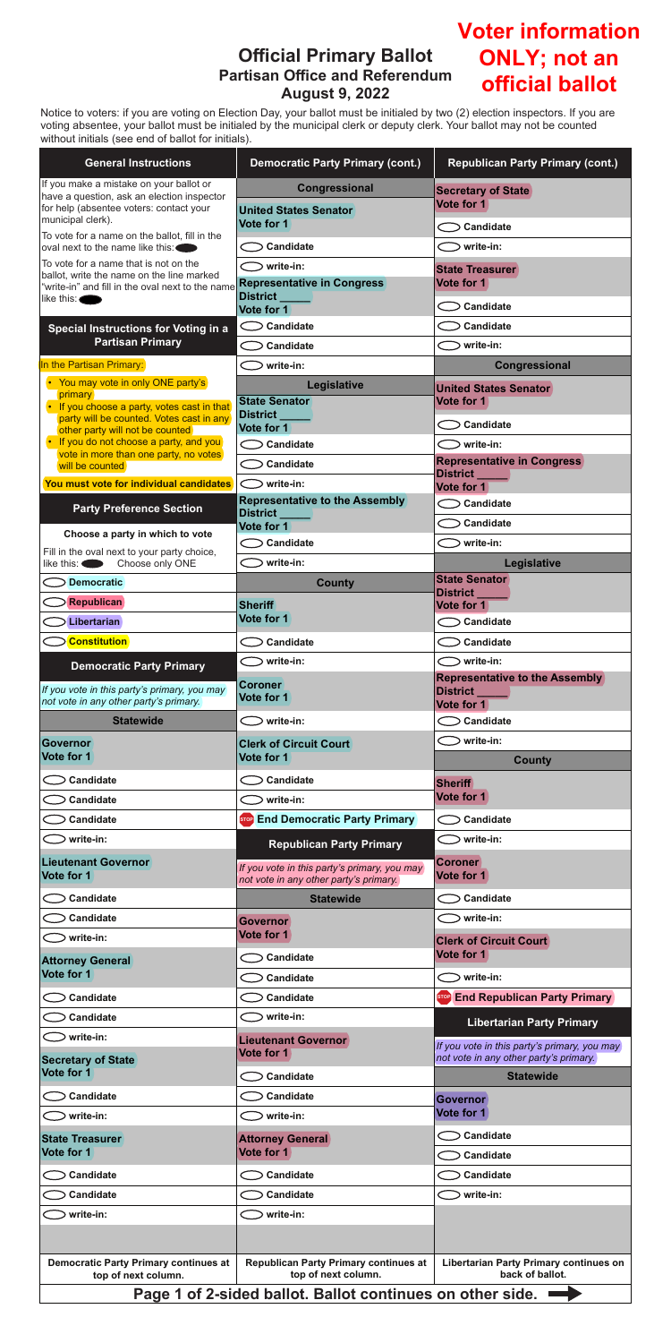# Official Primary Ballot
## Partisan Office and Referendum
### August 9, 2022

**Voter information ONLY; not an official ballot**

Notice to voters: if you are voting on Election Day, your ballot must be initialed by two (2) election inspectors. If you are voting absentee, your ballot must be initialed by the municipal clerk or deputy clerk. Your ballot may not be counted without initials (see end of ballot for initials).

## General Instructions

If you make a mistake on your ballot or have a question, ask an election inspector for help (absentee voters: contact your municipal clerk).

To vote for a name on the ballot, fill in the oval next to the name like this: ⬬

To vote for a name that is not on the ballot, write the name on the line marked "write-in" and fill in the oval next to the name like this: ⬬

## Special Instructions for Voting in a Partisan Primary

In the Partisan Primary:

- You may vote in only ONE party's primary
- If you choose a party, votes cast in that party will be counted. Votes cast in any other party will not be counted
- If you do not choose a party, and you vote in more than one party, no votes will be counted

**You must vote for individual candidates**

## Party Preference Section

**Choose a party in which to vote**

Fill in the oval next to your party choice, like this: ⬬ Choose only ONE

- ◯ Democratic
- ◯ Republican
- ◯ Libertarian
- ◯ Constitution

## Democratic Party Primary

*If you vote in this party's primary, you may not vote in any other party's primary.*

### Statewide

**Governor**
**Vote for 1**

- ◯ Candidate
- ◯ Candidate
- ◯ Candidate
- ◯ write-in:

**Lieutenant Governor**
**Vote for 1**

- ◯ Candidate
- ◯ Candidate
- ◯ write-in:

**Attorney General**
**Vote for 1**

- ◯ Candidate
- ◯ Candidate
- ◯ write-in:

**Secretary of State**
**Vote for 1**

- ◯ Candidate
- ◯ write-in:

**State Treasurer**
**Vote for 1**

- ◯ Candidate
- ◯ Candidate
- ◯ write-in:

**Democratic Party Primary continues at top of next column.**

## Democratic Party Primary (cont.)

### Congressional

**United States Senator**
**Vote for 1**

- ◯ Candidate
- ◯ write-in:

**Representative in Congress**
**District \_\_\_\_\_**
**Vote for 1**

- ◯ Candidate
- ◯ Candidate
- ◯ write-in:

### Legislative

**State Senator**
**District \_\_\_\_\_**
**Vote for 1**

- ◯ Candidate
- ◯ Candidate
- ◯ write-in:

**Representative to the Assembly**
**District \_\_\_\_\_**
**Vote for 1**

- ◯ Candidate
- ◯ write-in:

### County

**Sheriff**
**Vote for 1**

- ◯ Candidate
- ◯ write-in:

**Coroner**
**Vote for 1**

- ◯ write-in:

**Clerk of Circuit Court**
**Vote for 1**

- ◯ Candidate
- ◯ write-in:

**STOP End Democratic Party Primary**

## Republican Party Primary

*If you vote in this party's primary, you may not vote in any other party's primary.*

### Statewide

**Governor**
**Vote for 1**

- ◯ Candidate
- ◯ Candidate
- ◯ Candidate
- ◯ write-in:

**Lieutenant Governor**
**Vote for 1**

- ◯ Candidate
- ◯ Candidate
- ◯ write-in:

**Attorney General**
**Vote for 1**

- ◯ Candidate
- ◯ Candidate
- ◯ write-in:

**Republican Party Primary continues at top of next column.**

## Republican Party Primary (cont.)

**Secretary of State**
**Vote for 1**

- ◯ Candidate
- ◯ write-in:

**State Treasurer**
**Vote for 1**

- ◯ Candidate
- ◯ Candidate
- ◯ write-in:

### Congressional

**United States Senator**
**Vote for 1**

- ◯ Candidate
- ◯ write-in:

**Representative in Congress**
**District \_\_\_\_\_**
**Vote for 1**

- ◯ Candidate
- ◯ Candidate
- ◯ write-in:

### Legislative

**State Senator**
**District \_\_\_\_\_**
**Vote for 1**

- ◯ Candidate
- ◯ Candidate
- ◯ write-in:

**Representative to the Assembly**
**District \_\_\_\_\_**
**Vote for 1**

- ◯ Candidate
- ◯ write-in:

### County

**Sheriff**
**Vote for 1**

- ◯ Candidate
- ◯ write-in:

**Coroner**
**Vote for 1**

- ◯ Candidate
- ◯ write-in:

**Clerk of Circuit Court**
**Vote for 1**

- ◯ write-in:

**STOP End Republican Party Primary**

## Libertarian Party Primary

*If you vote in this party's primary, you may not vote in any other party's primary.*

### Statewide

**Governor**
**Vote for 1**

- ◯ Candidate
- ◯ Candidate
- ◯ Candidate
- ◯ write-in:

**Libertarian Party Primary continues on back of ballot.**

**Page 1 of 2-sided ballot. Ballot continues on other side.** ➡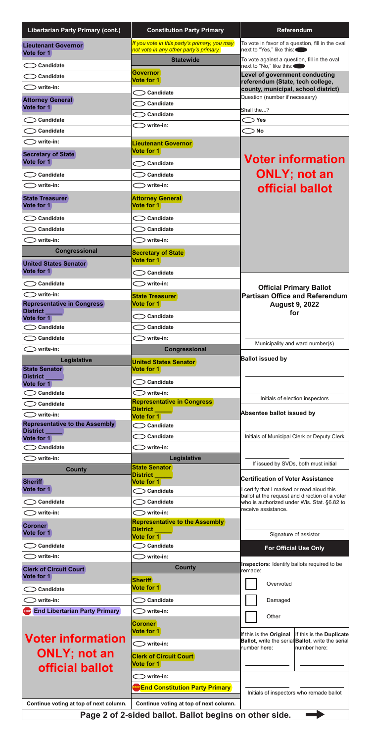## Libertarian Party Primary (cont.)

**Lieutenant Governor**
Vote for 1

- ◯ Candidate
- ◯ Candidate
- ◯ write-in:

**Attorney General**
Vote for 1

- ◯ Candidate
- ◯ Candidate
- ◯ write-in:

**Secretary of State**
Vote for 1

- ◯ Candidate
- ◯ write-in:

**State Treasurer**
Vote for 1

- ◯ Candidate
- ◯ Candidate
- ◯ write-in:

### Congressional

**United States Senator**
Vote for 1

- ◯ Candidate
- ◯ write-in:

**Representative in Congress**
District _____
Vote for 1

- ◯ Candidate
- ◯ Candidate
- ◯ write-in:

### Legislative

**State Senator**
District _____
Vote for 1

- ◯ Candidate
- ◯ Candidate
- ◯ write-in:

**Representative to the Assembly**
District _____
Vote for 1

- ◯ Candidate
- ◯ write-in:

### County

**Sheriff**
Vote for 1

- ◯ Candidate
- ◯ write-in:

**Coroner**
Vote for 1

- ◯ Candidate
- ◯ write-in:

**Clerk of Circuit Court**
Vote for 1

- ◯ Candidate
- ◯ write-in:

**STOP End Libertarian Party Primary**

# Voter information ONLY; not an official ballot

Continue voting at top of next column.

## Constitution Party Primary

*If you vote in this party's primary, you may not vote in any other party's primary.*

### Statewide

**Governor**
Vote for 1

- ◯ Candidate
- ◯ Candidate
- ◯ Candidate
- ◯ write-in:

**Lieutenant Governor**
Vote for 1

- ◯ Candidate
- ◯ Candidate
- ◯ write-in:

**Attorney General**
Vote for 1

- ◯ Candidate
- ◯ Candidate
- ◯ write-in:

**Secretary of State**
Vote for 1

- ◯ Candidate
- ◯ write-in:

**State Treasurer**
Vote for 1

- ◯ Candidate
- ◯ Candidate
- ◯ write-in:

### Congressional

**United States Senator**
Vote for 1

- ◯ Candidate
- ◯ write-in:

**Representative in Congress**
District _____
Vote for 1

- ◯ Candidate
- ◯ Candidate
- ◯ write-in:

### Legislative

**State Senator**
District _____
Vote for 1

- ◯ Candidate
- ◯ Candidate
- ◯ write-in:

**Representative to the Assembly**
District _____
Vote for 1

- ◯ Candidate
- ◯ write-in:

### County

**Sheriff**
Vote for 1

- ◯ Candidate
- ◯ write-in:

**Coroner**
Vote for 1

- ◯ write-in:

**Clerk of Circuit Court**
Vote for 1

- ◯ write-in:

**STOP End Constitution Party Primary**

Continue voting at top of next column.

## Referendum

To vote in favor of a question, fill in the oval next to "Yes," like this: ⬬

To vote against a question, fill in the oval next to "No," like this: ⬬

**Level of government conducting referendum (State, tech college, county, municipal, school district)**

Question (number if necessary)

Shall the...?

- ◯ Yes
- ◯ No

# Voter information ONLY; not an official ballot

**Official Primary Ballot**
**Partisan Office and Referendum**
**August 9, 2022**
**for**

_______________________
Municipality and ward number(s)

**Ballot issued by**

_______________________
Initials of election inspectors

**Absentee ballot issued by**

_______________________
Initials of Municipal Clerk or Deputy Clerk

___________ ___________
If issued by SVDs, both must initial

**Certification of Voter Assistance**

I certify that I marked or read aloud this ballot at the request and direction of a voter who is authorized under Wis. Stat. §6.82 to receive assistance.

_______________________
Signature of assistor

### For Official Use Only

**Inspectors:** Identify ballots required to be remade:

- ☐ Overvoted
- ☐ Damaged
- ☐ Other

| If this is the **Original Ballot**, write the serial number here: | If this is the **Duplicate Ballot**, write the serial number here: |
| --- | --- |
| ___________ | ___________ |

_______________________
Initials of inspectors who remade ballot

**Page 2 of 2-sided ballot. Ballot begins on other side.** ➡